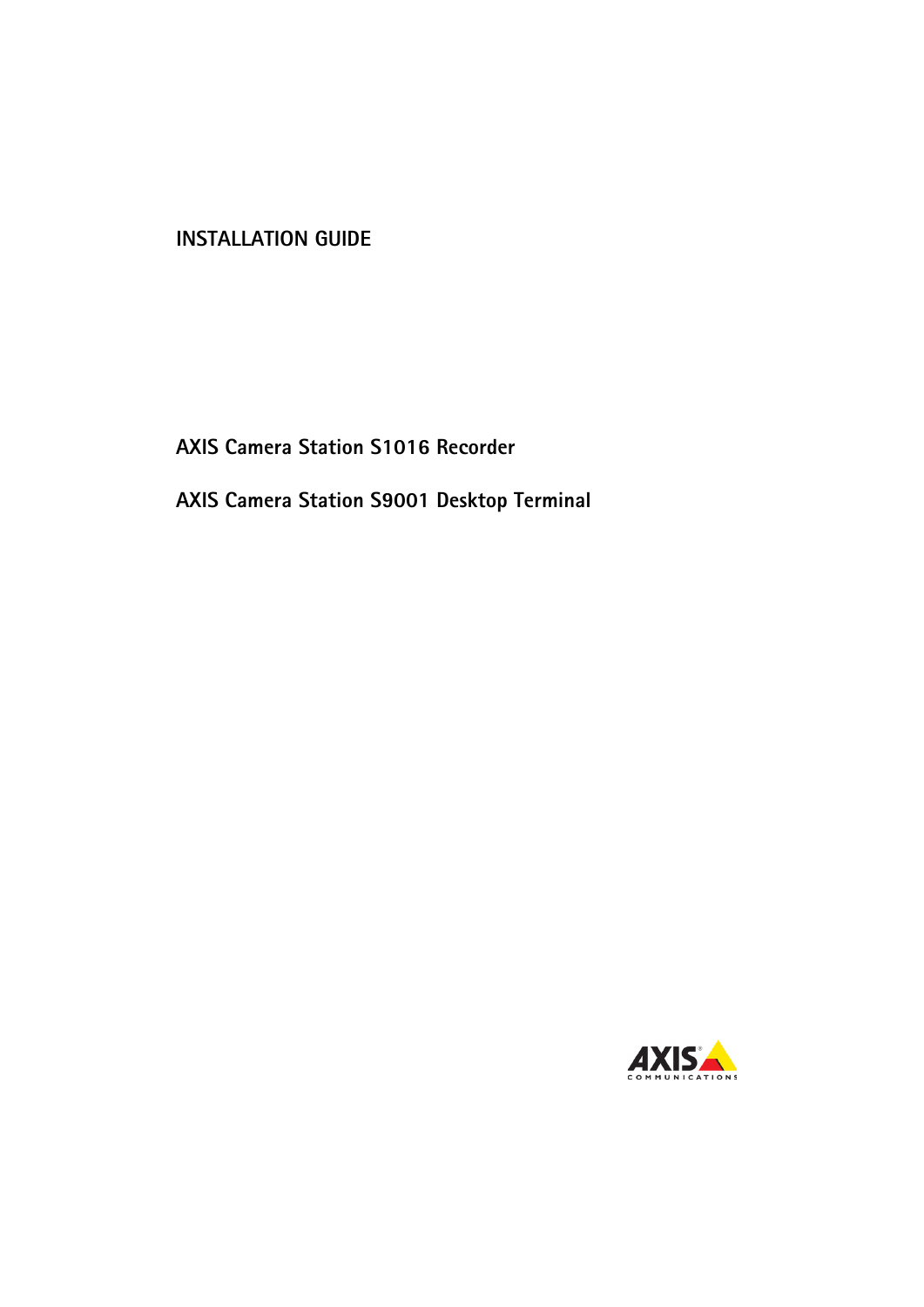# INSTALLATION GUIDE

## AXIS Camera Station S1016 Recorder

## AXIS Camera Station S9001 Desktop Terminal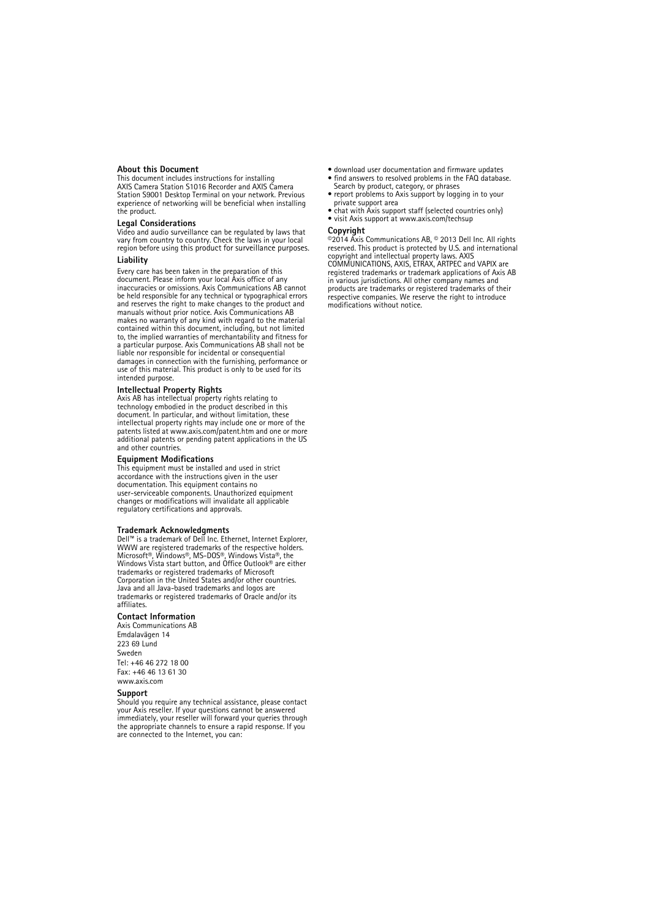## About this Document

This document includes instructions for installing AXIS Camera Station S1016 Recorder and AXIS Camera Station S9001 Desktop Terminal on your network. Previous experience of networking will be beneficial when installing the product.

## Legal Considerations

Video and audio surveillance can be regulated by laws that vary from country to country. Check the laws in your local region before using this product for surveillance purposes.

## Liability

Every care has been taken in the preparation of this document. Please inform your local Axis office of any inaccuracies or omissions. Axis Communications AB cannot be held responsible for any technical or typographical errors and reserves the right to make changes to the product and manuals without prior notice. Axis Communications AB makes no warranty of any kind with regard to the material contained within this document, including, but not limited to, the implied warranties of merchantability and fitness for a particular purpose. Axis Communications AB shall not be liable nor responsible for incidental or consequential damages in connection with the furnishing, performance or use of this material. This product is only to be used for its intended purpose.

## Intellectual Property Rights

Axis AB has intellectual property rights relating to technology embodied in the product described in this document. In particular, and without limitation, these intellectual property rights may include one or more of the patents listed at www.axis.com/patent.htm and one or more additional patents or pending patent applications in the US and other countries.

## Equipment Modifications

This equipment must be installed and used in strict accordance with the instructions given in the user documentation. This equipment contains no user-serviceable components. Unauthorized equipment changes or modifications will invalidate all applicable regulatory certifications and approvals.

## Trademark Acknowledgments

Dell™ is a trademark of Dell Inc. Ethernet, Internet Explorer, WWW are registered trademarks of the respective holders. Microsoft®, Windows®, MS-DOS®, Windows Vista®, the Windows Vista start button, and Office Outlook® are either trademarks or registered trademarks of Microsoft Corporation in the United States and/or other countries. Java and all Java-based trademarks and logos are trademarks or registered trademarks of Oracle and/or its affiliates.

## Contact Information

Axis Communications AB
Emdalavägen 14
223 69 Lund
Sweden
Tel: +46 46 272 18 00
Fax: +46 46 13 61 30
www.axis.com

## Support

Should you require any technical assistance, please contact your Axis reseller. If your questions cannot be answered immediately, your reseller will forward your queries through the appropriate channels to ensure a rapid response. If you are connected to the Internet, you can:

- download user documentation and firmware updates
- find answers to resolved problems in the FAQ database. Search by product, category, or phrases
- report problems to Axis support by logging in to your private support area
- chat with Axis support staff (selected countries only)
- visit Axis support at www.axis.com/techsup

## Copyright

©2014 Axis Communications AB, © 2013 Dell Inc. All rights reserved. This product is protected by U.S. and international copyright and intellectual property laws. AXIS COMMUNICATIONS, AXIS, ETRAX, ARTPEC and VAPIX are registered trademarks or trademark applications of Axis AB in various jurisdictions. All other company names and products are trademarks or registered trademarks of their respective companies. We reserve the right to introduce modifications without notice.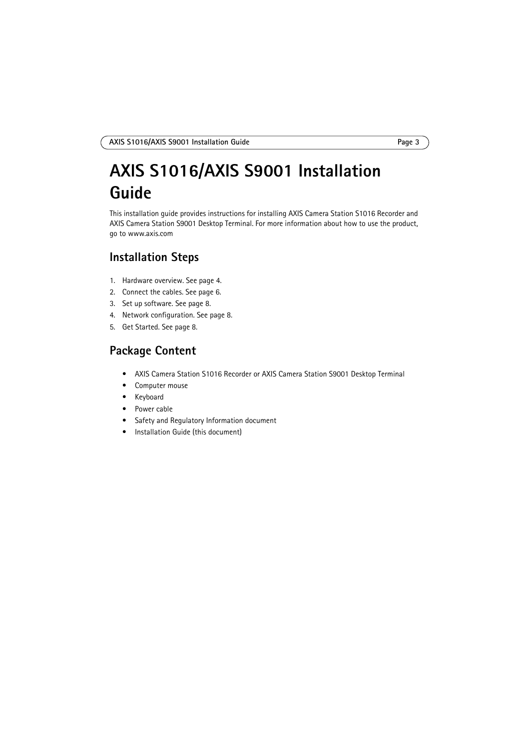# AXIS S1016/AXIS S9001 Installation Guide

This installation guide provides instructions for installing AXIS Camera Station S1016 Recorder and AXIS Camera Station S9001 Desktop Terminal. For more information about how to use the product, go to www.axis.com

## Installation Steps

1. Hardware overview. See page 4.
2. Connect the cables. See page 6.
3. Set up software. See page 8.
4. Network configuration. See page 8.
5. Get Started. See page 8.

## Package Content

- AXIS Camera Station S1016 Recorder or AXIS Camera Station S9001 Desktop Terminal
- Computer mouse
- Keyboard
- Power cable
- Safety and Regulatory Information document
- Installation Guide (this document)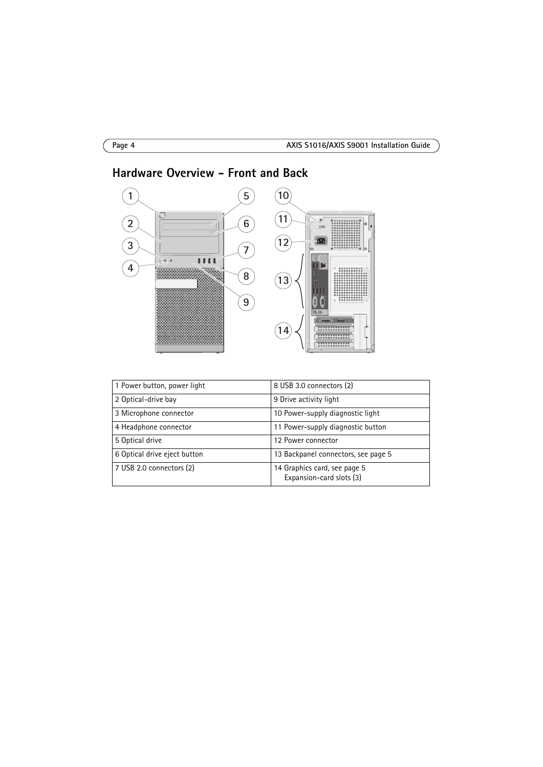## Hardware Overview - Front and Back

| | |
|---|---|
| 1 Power button, power light | 8 USB 3.0 connectors (2) |
| 2 Optical-drive bay | 9 Drive activity light |
| 3 Microphone connector | 10 Power-supply diagnostic light |
| 4 Headphone connector | 11 Power-supply diagnostic button |
| 5 Optical drive | 12 Power connector |
| 6 Optical drive eject button | 13 Backpanel connectors, see page 5 |
| 7 USB 2.0 connectors (2) | 14 Graphics card, see page 5<br>Expansion-card slots (3) |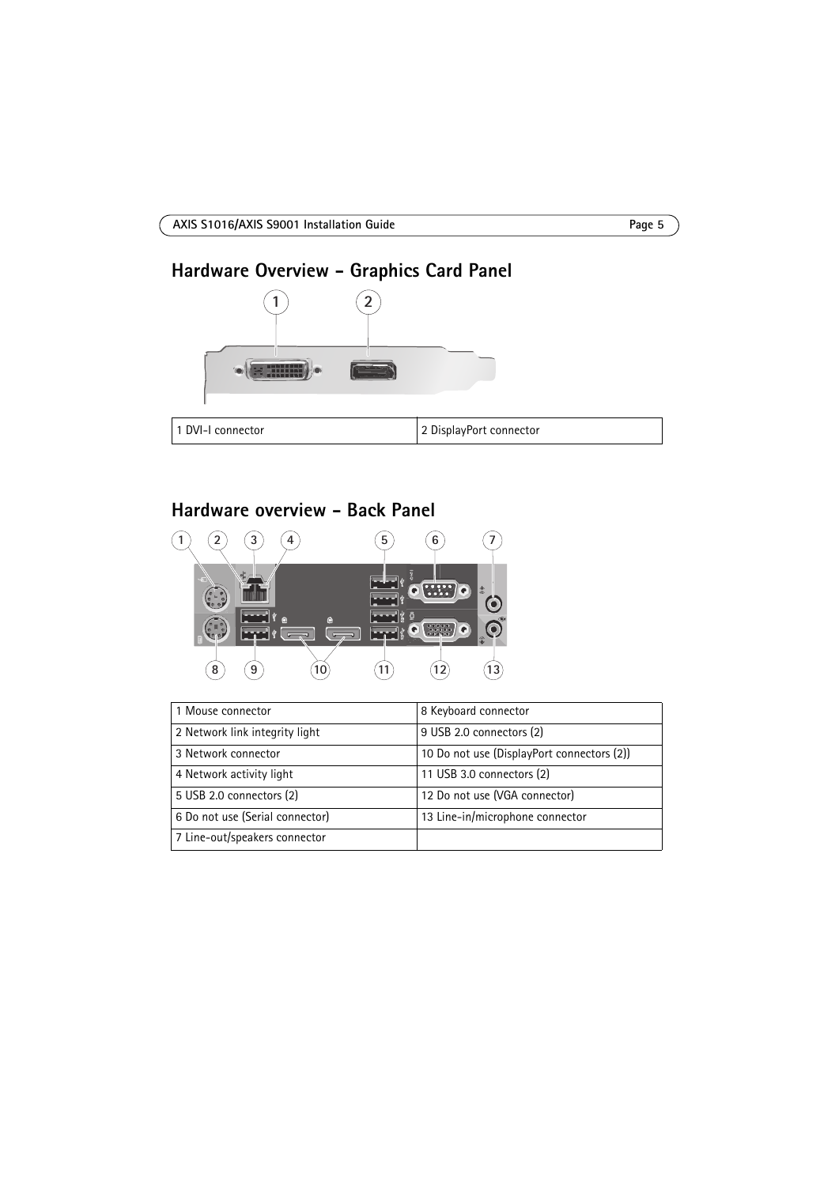## Hardware Overview - Graphics Card Panel

| 1 DVI-I connector | 2 DisplayPort connector |
|---|---|

## Hardware overview - Back Panel

| 1 Mouse connector | 8 Keyboard connector |
|---|---|
| 2 Network link integrity light | 9 USB 2.0 connectors (2) |
| 3 Network connector | 10 Do not use (DisplayPort connectors (2)) |
| 4 Network activity light | 11 USB 3.0 connectors (2) |
| 5 USB 2.0 connectors (2) | 12 Do not use (VGA connector) |
| 6 Do not use (Serial connector) | 13 Line-in/microphone connector |
| 7 Line-out/speakers connector | |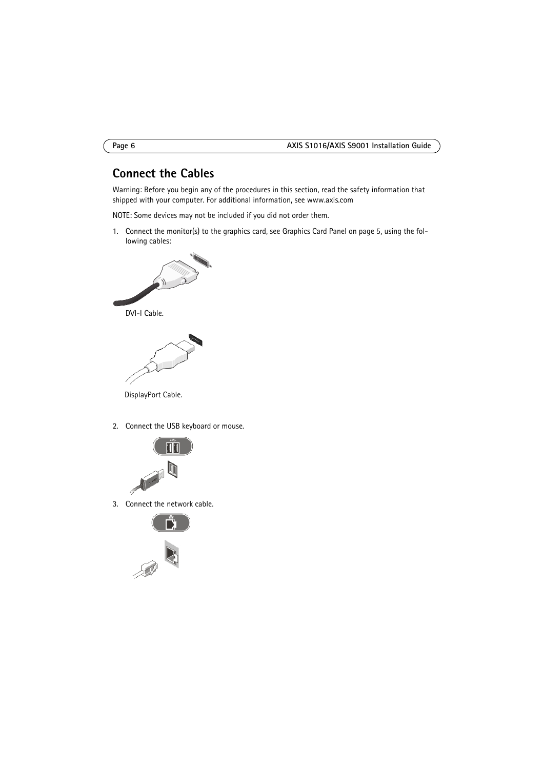## Connect the Cables

Warning: Before you begin any of the procedures in this section, read the safety information that shipped with your computer. For additional information, see www.axis.com

NOTE: Some devices may not be included if you did not order them.

1. Connect the monitor(s) to the graphics card, see Graphics Card Panel on page 5, using the following cables:

   DVI-I Cable.

   DisplayPort Cable.

2. Connect the USB keyboard or mouse.

3. Connect the network cable.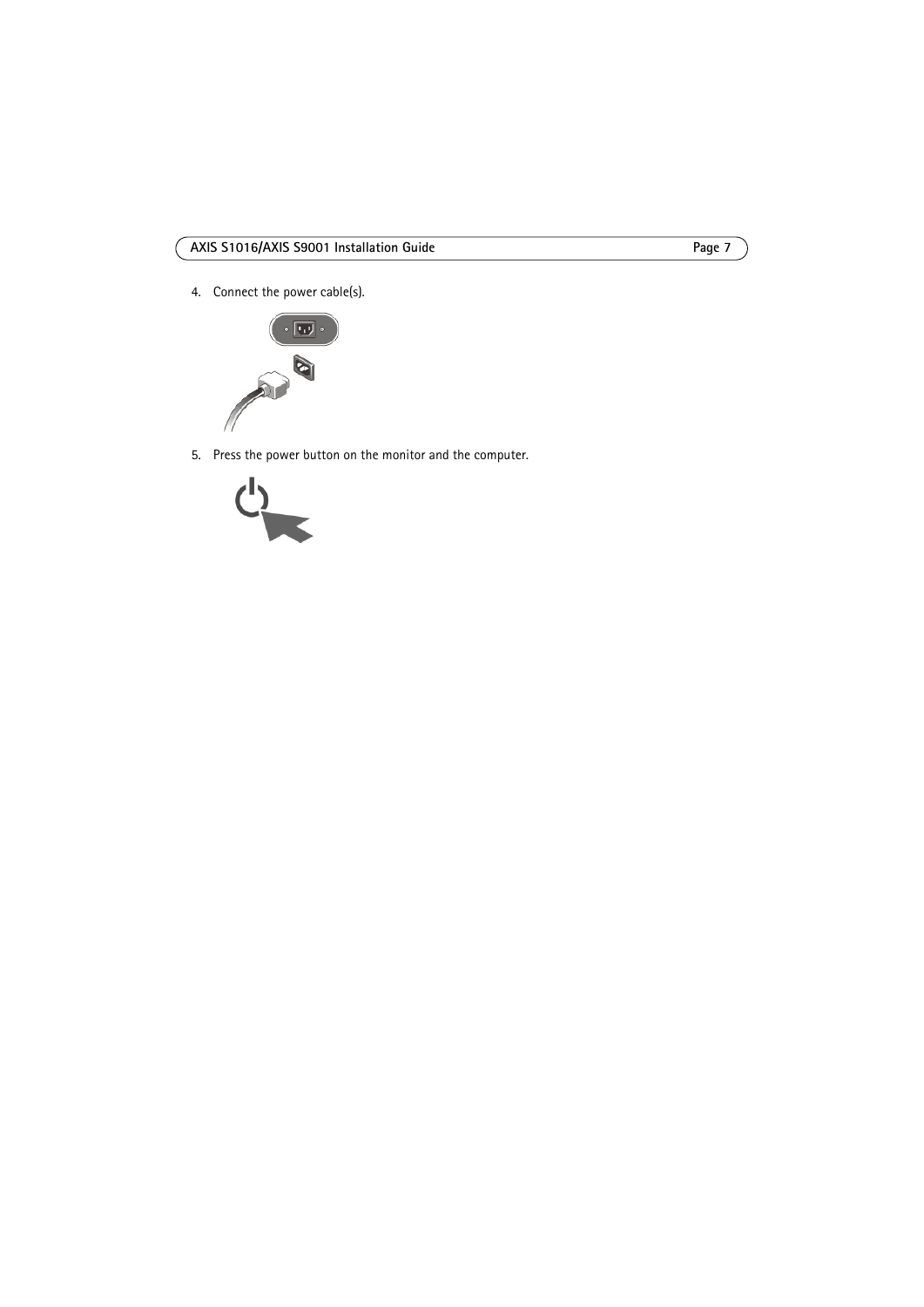4. Connect the power cable(s).

5. Press the power button on the monitor and the computer.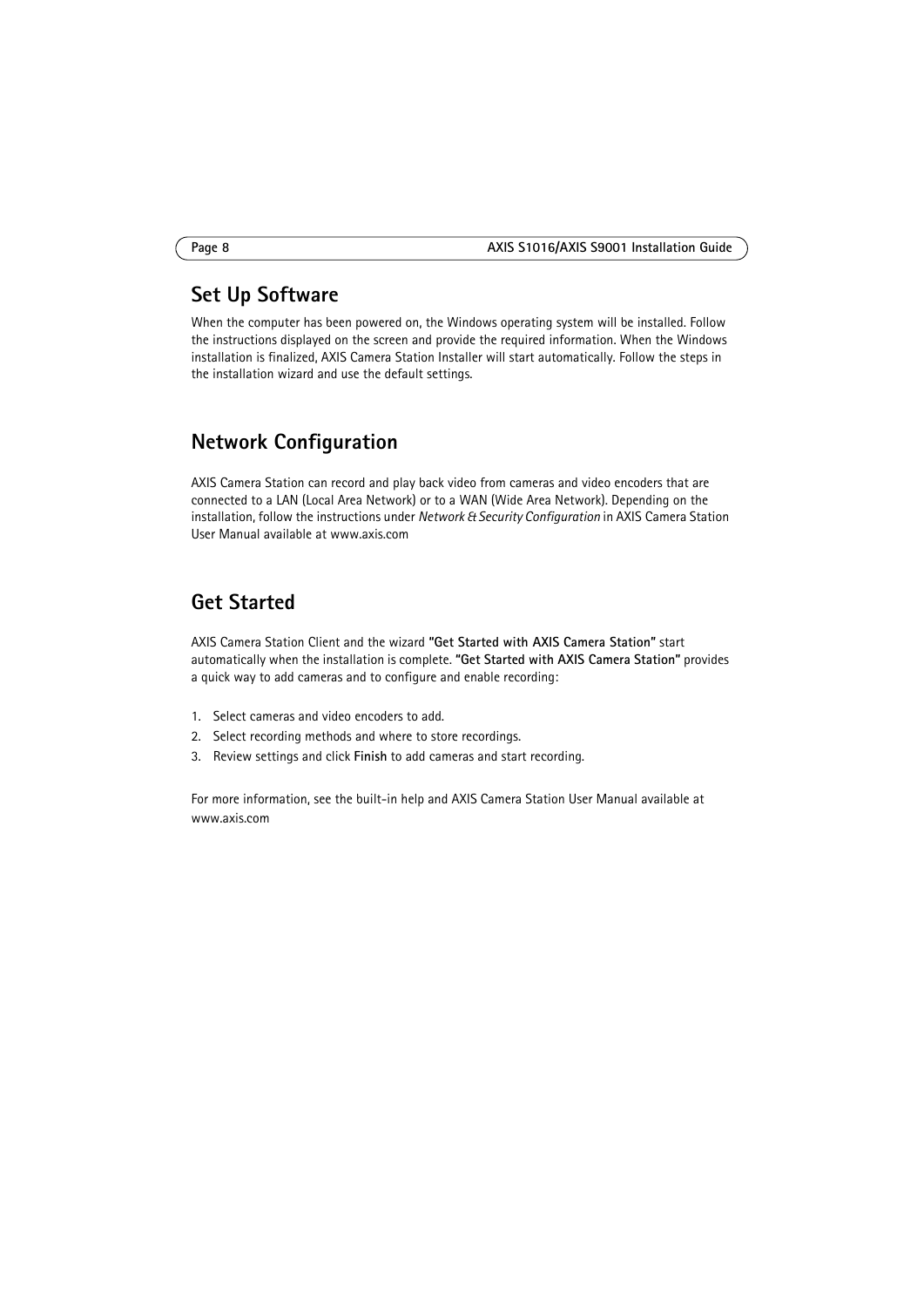## Set Up Software

When the computer has been powered on, the Windows operating system will be installed. Follow the instructions displayed on the screen and provide the required information. When the Windows installation is finalized, AXIS Camera Station Installer will start automatically. Follow the steps in the installation wizard and use the default settings.

## Network Configuration

AXIS Camera Station can record and play back video from cameras and video encoders that are connected to a LAN (Local Area Network) or to a WAN (Wide Area Network). Depending on the installation, follow the instructions under *Network & Security Configuration* in AXIS Camera Station User Manual available at www.axis.com

## Get Started

AXIS Camera Station Client and the wizard **"Get Started with AXIS Camera Station"** start automatically when the installation is complete. **"Get Started with AXIS Camera Station"** provides a quick way to add cameras and to configure and enable recording:

1. Select cameras and video encoders to add.
2. Select recording methods and where to store recordings.
3. Review settings and click **Finish** to add cameras and start recording.

For more information, see the built-in help and AXIS Camera Station User Manual available at www.axis.com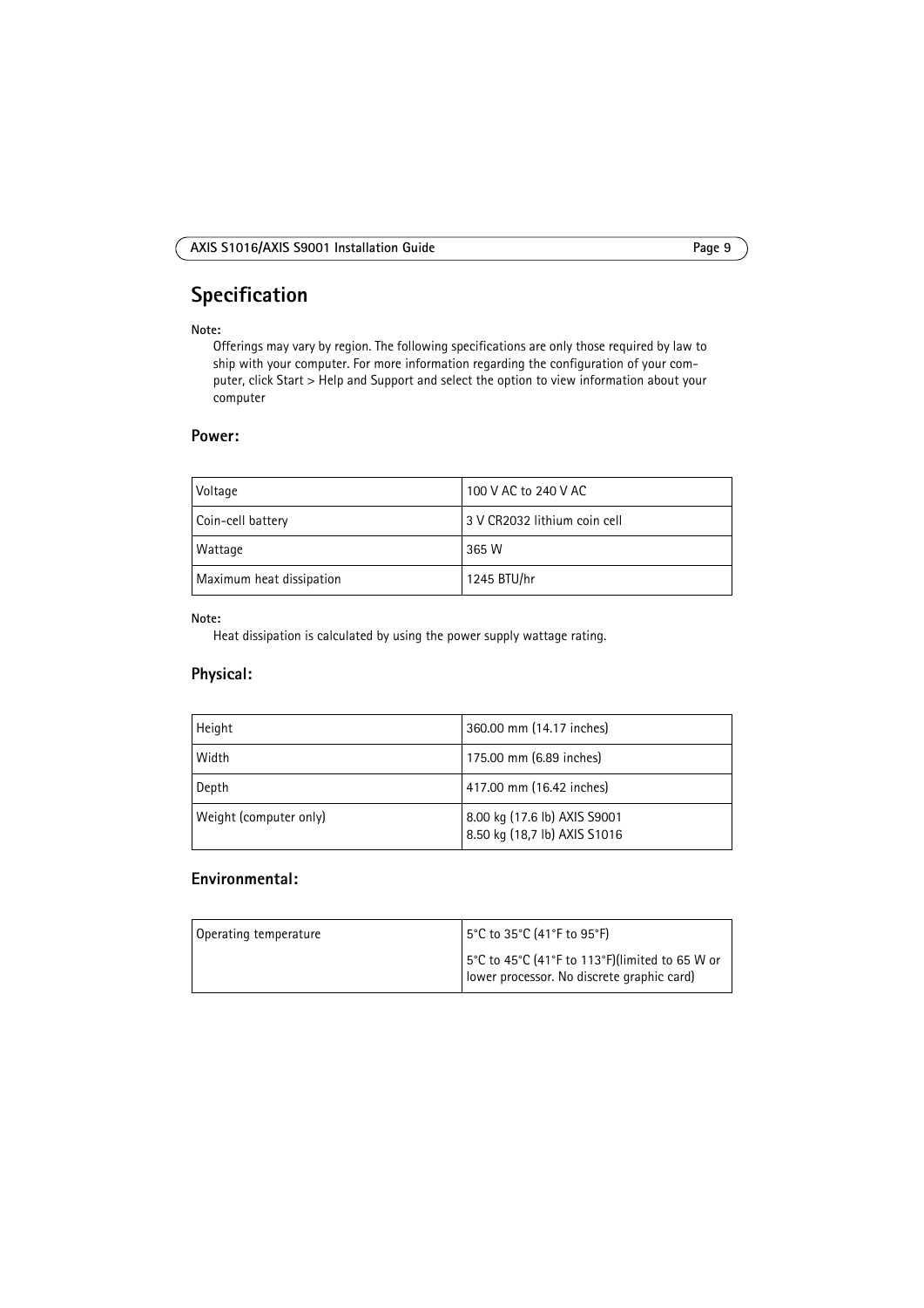# Specification

**Note:**

Offerings may vary by region. The following specifications are only those required by law to ship with your computer. For more information regarding the configuration of your computer, click Start > Help and Support and select the option to view information about your computer

## Power:

| Voltage | 100 V AC to 240 V AC |
|---|---|
| Coin-cell battery | 3 V CR2032 lithium coin cell |
| Wattage | 365 W |
| Maximum heat dissipation | 1245 BTU/hr |

**Note:**

Heat dissipation is calculated by using the power supply wattage rating.

## Physical:

| Height | 360.00 mm (14.17 inches) |
|---|---|
| Width | 175.00 mm (6.89 inches) |
| Depth | 417.00 mm (16.42 inches) |
| Weight (computer only) | 8.00 kg (17.6 lb) AXIS S9001<br>8.50 kg (18,7 lb) AXIS S1016 |

## Environmental:

| Operating temperature | 5°C to 35°C (41°F to 95°F)<br>5°C to 45°C (41°F to 113°F)(limited to 65 W or lower processor. No discrete graphic card) |
|---|---|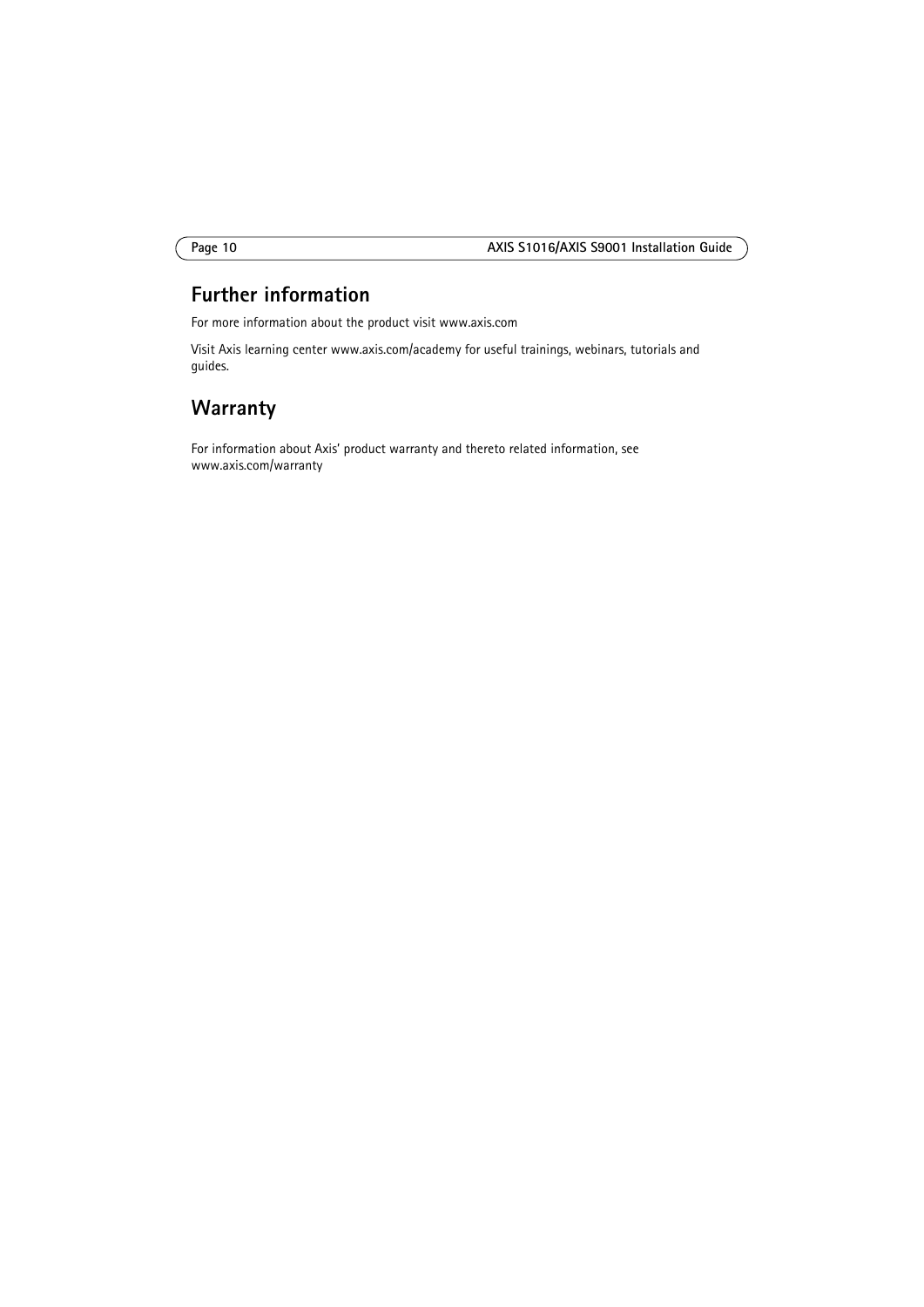## Further information

For more information about the product visit www.axis.com

Visit Axis learning center www.axis.com/academy for useful trainings, webinars, tutorials and guides.

## Warranty

For information about Axis' product warranty and thereto related information, see www.axis.com/warranty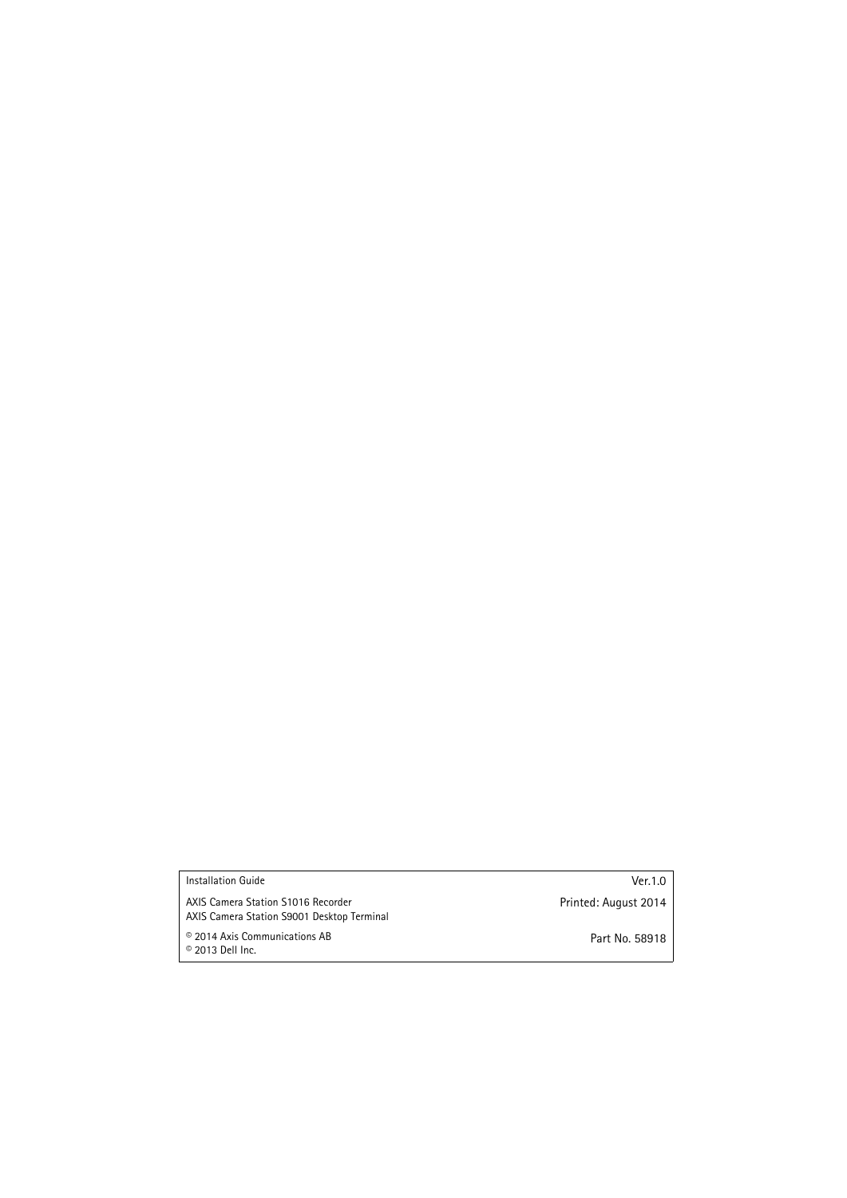| | |
|---|---|
| Installation Guide | Ver.1.0 |
| AXIS Camera Station S1016 Recorder<br>AXIS Camera Station S9001 Desktop Terminal | Printed: August 2014 |
| © 2014 Axis Communications AB<br>© 2013 Dell Inc. | Part No. 58918 |